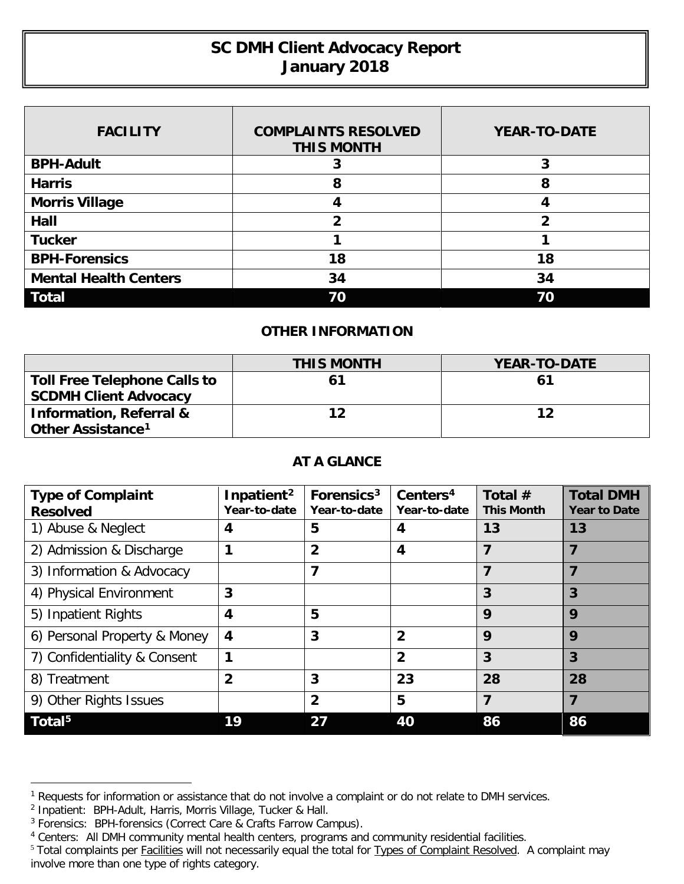# SC DMH Client Advocacy Report
# January 2018

| FACILITY | COMPLAINTS RESOLVED THIS MONTH | YEAR-TO-DATE |
|---|---|---|
| **BPH-Adult** | 3 | 3 |
| **Harris** | 8 | 8 |
| **Morris Village** | 4 | 4 |
| **Hall** | 2 | 2 |
| **Tucker** | 1 | 1 |
| **BPH-Forensics** | 18 | 18 |
| **Mental Health Centers** | 34 | 34 |
| **Total** | **70** | **70** |

## OTHER INFORMATION

| | THIS MONTH | YEAR-TO-DATE |
|---|---|---|
| **Toll Free Telephone Calls to SCDMH Client Advocacy** | 61 | 61 |
| **Information, Referral & Other Assistance[1]** | 12 | 12 |

## AT A GLANCE

| Type of Complaint Resolved | Inpatient[2] Year-to-date | Forensics[3] Year-to-date | Centers[4] Year-to-date | Total # This Month | Total DMH Year to Date |
|---|---|---|---|---|---|
| 1) Abuse & Neglect | 4 | 5 | 4 | 13 | 13 |
| 2) Admission & Discharge | 1 | 2 | 4 | 7 | 7 |
| 3) Information & Advocacy | | 7 | | 7 | 7 |
| 4) Physical Environment | 3 | | | 3 | 3 |
| 5) Inpatient Rights | 4 | 5 | | 9 | 9 |
| 6) Personal Property & Money | 4 | 3 | 2 | 9 | 9 |
| 7) Confidentiality & Consent | 1 | | 2 | 3 | 3 |
| 8) Treatment | 2 | 3 | 23 | 28 | 28 |
| 9) Other Rights Issues | | 2 | 5 | 7 | 7 |
| **Total[5]** | **19** | **27** | **40** | **86** | **86** |

---

[1] Requests for information or assistance that do not involve a complaint or do not relate to DMH services.
[2] Inpatient: BPH-Adult, Harris, Morris Village, Tucker & Hall.
[3] Forensics: BPH-forensics (Correct Care & Crafts Farrow Campus).
[4] Centers: All DMH community mental health centers, programs and community residential facilities.
[5] Total complaints per Facilities will not necessarily equal the total for Types of Complaint Resolved. A complaint may involve more than one type of rights category.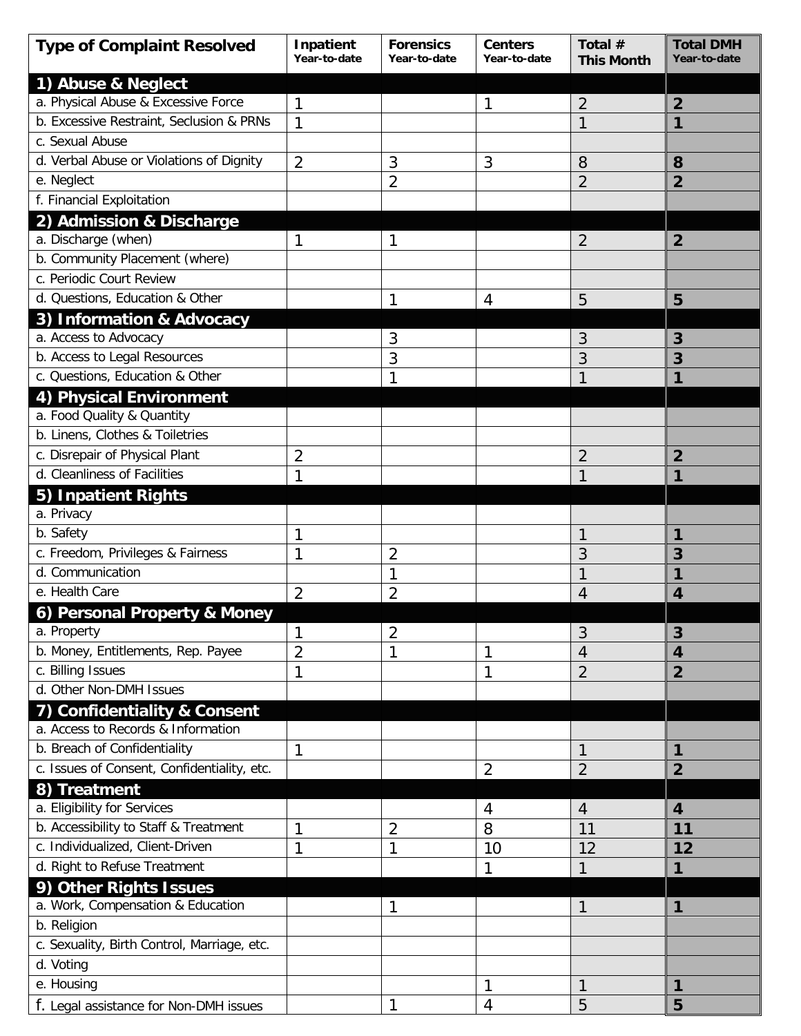| Type of Complaint Resolved | Inpatient Year-to-date | Forensics Year-to-date | Centers Year-to-date | Total # This Month | Total DMH Year-to-date |
|---|---|---|---|---|---|
| **1) Abuse & Neglect** | | | | | |
| a. Physical Abuse & Excessive Force | 1 | | 1 | 2 | **2** |
| b. Excessive Restraint, Seclusion & PRNs | 1 | | | 1 | **1** |
| c. Sexual Abuse | | | | | |
| d. Verbal Abuse or Violations of Dignity | 2 | 3 | 3 | 8 | **8** |
| e. Neglect | | 2 | | 2 | **2** |
| f. Financial Exploitation | | | | | |
| **2) Admission & Discharge** | | | | | |
| a. Discharge (when) | 1 | 1 | | 2 | **2** |
| b. Community Placement (where) | | | | | |
| c. Periodic Court Review | | | | | |
| d. Questions, Education & Other | | 1 | 4 | 5 | **5** |
| **3) Information & Advocacy** | | | | | |
| a. Access to Advocacy | | 3 | | 3 | **3** |
| b. Access to Legal Resources | | 3 | | 3 | **3** |
| c. Questions, Education & Other | | 1 | | 1 | **1** |
| **4) Physical Environment** | | | | | |
| a. Food Quality & Quantity | | | | | |
| b. Linens, Clothes & Toiletries | | | | | |
| c. Disrepair of Physical Plant | 2 | | | 2 | **2** |
| d. Cleanliness of Facilities | 1 | | | 1 | **1** |
| **5) Inpatient Rights** | | | | | |
| a. Privacy | | | | | |
| b. Safety | 1 | | | 1 | **1** |
| c. Freedom, Privileges & Fairness | 1 | 2 | | 3 | **3** |
| d. Communication | | 1 | | 1 | **1** |
| e. Health Care | 2 | 2 | | 4 | **4** |
| **6) Personal Property & Money** | | | | | |
| a. Property | 1 | 2 | | 3 | **3** |
| b. Money, Entitlements, Rep. Payee | 2 | 1 | 1 | 4 | **4** |
| c. Billing Issues | 1 | | 1 | 2 | **2** |
| d. Other Non-DMH Issues | | | | | |
| **7) Confidentiality & Consent** | | | | | |
| a. Access to Records & Information | | | | | |
| b. Breach of Confidentiality | 1 | | | 1 | **1** |
| c. Issues of Consent, Confidentiality, etc. | | | 2 | 2 | **2** |
| **8) Treatment** | | | | | |
| a. Eligibility for Services | | | 4 | 4 | **4** |
| b. Accessibility to Staff & Treatment | 1 | 2 | 8 | 11 | **11** |
| c. Individualized, Client-Driven | 1 | 1 | 10 | 12 | **12** |
| d. Right to Refuse Treatment | | | 1 | 1 | **1** |
| **9) Other Rights Issues** | | | | | |
| a. Work, Compensation & Education | | 1 | | 1 | **1** |
| b. Religion | | | | | |
| c. Sexuality, Birth Control, Marriage, etc. | | | | | |
| d. Voting | | | | | |
| e. Housing | | | 1 | 1 | **1** |
| f. Legal assistance for Non-DMH issues | | 1 | 4 | 5 | **5** |